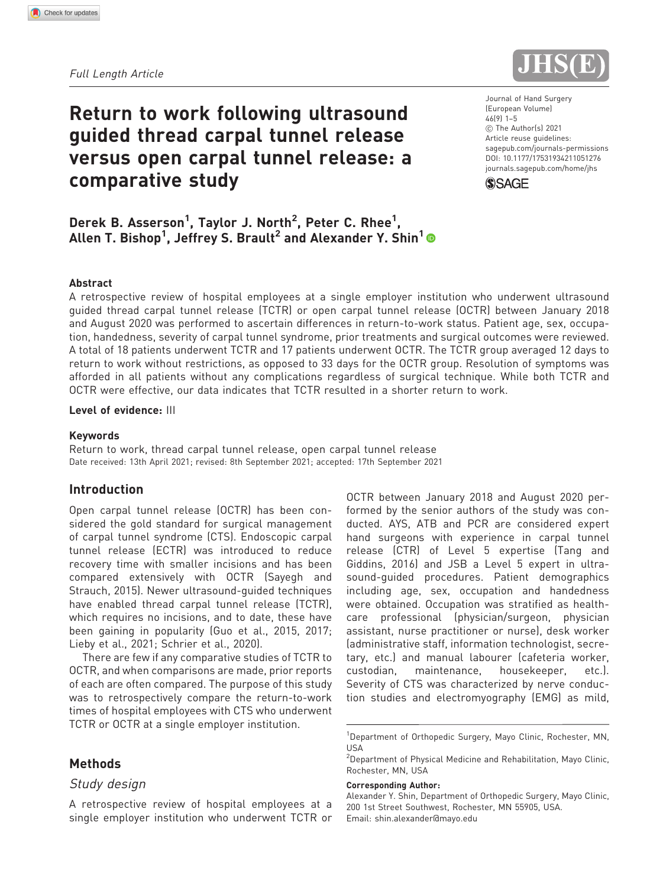Full Length Article

# Return to work following ultrasound guided thread carpal tunnel release versus open carpal tunnel release: a comparative study

**Derek B. Asserson[1], Taylor J. North[2], Peter C. Rhee[1], Allen T. Bishop[1], Jeffrey S. Brault[2] and Alexander Y. Shin[1]**

## Abstract

A retrospective review of hospital employees at a single employer institution who underwent ultrasound guided thread carpal tunnel release (TCTR) or open carpal tunnel release (OCTR) between January 2018 and August 2020 was performed to ascertain differences in return-to-work status. Patient age, sex, occupation, handedness, severity of carpal tunnel syndrome, prior treatments and surgical outcomes were reviewed. A total of 18 patients underwent TCTR and 17 patients underwent OCTR. The TCTR group averaged 12 days to return to work without restrictions, as opposed to 33 days for the OCTR group. Resolution of symptoms was afforded in all patients without any complications regardless of surgical technique. While both TCTR and OCTR were effective, our data indicates that TCTR resulted in a shorter return to work.

**Level of evidence:** III

**Keywords**

Return to work, thread carpal tunnel release, open carpal tunnel release

Date received: 13th April 2021; revised: 8th September 2021; accepted: 17th September 2021

## Introduction

Open carpal tunnel release (OCTR) has been considered the gold standard for surgical management of carpal tunnel syndrome (CTS). Endoscopic carpal tunnel release (ECTR) was introduced to reduce recovery time with smaller incisions and has been compared extensively with OCTR (Sayegh and Strauch, 2015). Newer ultrasound-guided techniques have enabled thread carpal tunnel release (TCTR), which requires no incisions, and to date, these have been gaining in popularity (Guo et al., 2015, 2017; Lieby et al., 2021; Schrier et al., 2020).

There are few if any comparative studies of TCTR to OCTR, and when comparisons are made, prior reports of each are often compared. The purpose of this study was to retrospectively compare the return-to-work times of hospital employees with CTS who underwent TCTR or OCTR at a single employer institution.

## Methods

### Study design

A retrospective review of hospital employees at a single employer institution who underwent TCTR or OCTR between January 2018 and August 2020 performed by the senior authors of the study was conducted. AYS, ATB and PCR are considered expert hand surgeons with experience in carpal tunnel release (CTR) of Level 5 expertise (Tang and Giddins, 2016) and JSB a Level 5 expert in ultrasound-guided procedures. Patient demographics including age, sex, occupation and handedness were obtained. Occupation was stratified as healthcare professional (physician/surgeon, physician assistant, nurse practitioner or nurse), desk worker (administrative staff, information technologist, secretary, etc.) and manual labourer (cafeteria worker, custodian, maintenance, housekeeper, etc.). Severity of CTS was characterized by nerve conduction studies and electromyography (EMG) as mild,

[1]Department of Orthopedic Surgery, Mayo Clinic, Rochester, MN, USA

[2]Department of Physical Medicine and Rehabilitation, Mayo Clinic, Rochester, MN, USA

**Corresponding Author:**
Alexander Y. Shin, Department of Orthopedic Surgery, Mayo Clinic, 200 1st Street Southwest, Rochester, MN 55905, USA.
Email: shin.alexander@mayo.edu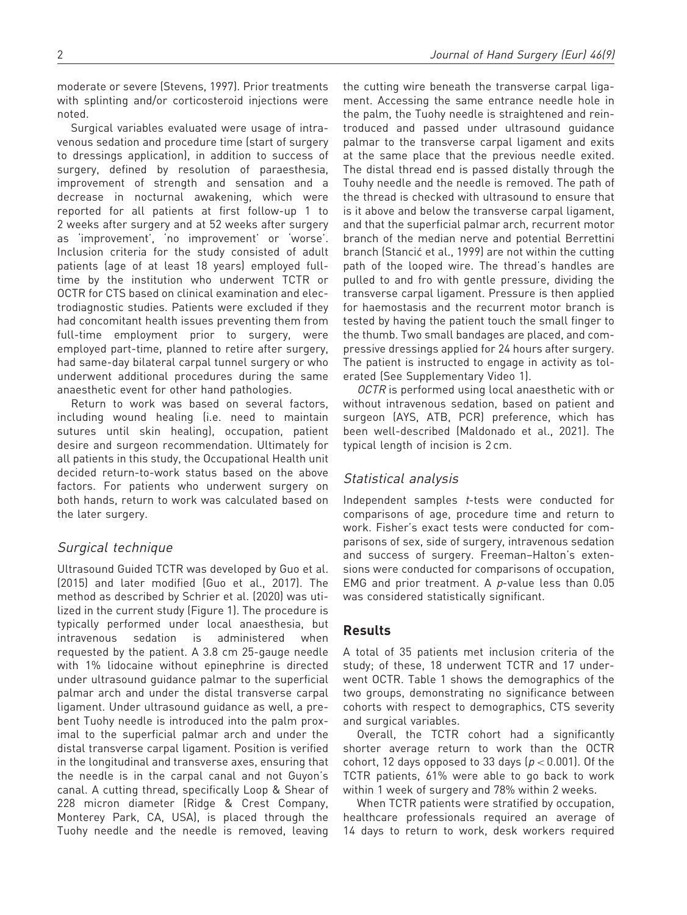moderate or severe (Stevens, 1997). Prior treatments with splinting and/or corticosteroid injections were noted.

Surgical variables evaluated were usage of intravenous sedation and procedure time (start of surgery to dressings application), in addition to success of surgery, defined by resolution of paraesthesia, improvement of strength and sensation and a decrease in nocturnal awakening, which were reported for all patients at first follow-up 1 to 2 weeks after surgery and at 52 weeks after surgery as 'improvement', 'no improvement' or 'worse'. Inclusion criteria for the study consisted of adult patients (age of at least 18 years) employed full-time by the institution who underwent TCTR or OCTR for CTS based on clinical examination and electrodiagnostic studies. Patients were excluded if they had concomitant health issues preventing them from full-time employment prior to surgery, were employed part-time, planned to retire after surgery, had same-day bilateral carpal tunnel surgery or who underwent additional procedures during the same anaesthetic event for other hand pathologies.

Return to work was based on several factors, including wound healing (i.e. need to maintain sutures until skin healing), occupation, patient desire and surgeon recommendation. Ultimately for all patients in this study, the Occupational Health unit decided return-to-work status based on the above factors. For patients who underwent surgery on both hands, return to work was calculated based on the later surgery.

## Surgical technique

Ultrasound Guided TCTR was developed by Guo et al. (2015) and later modified (Guo et al., 2017). The method as described by Schrier et al. (2020) was utilized in the current study (Figure 1). The procedure is typically performed under local anaesthesia, but intravenous sedation is administered when requested by the patient. A 3.8 cm 25-gauge needle with 1% lidocaine without epinephrine is directed under ultrasound guidance palmar to the superficial palmar arch and under the distal transverse carpal ligament. Under ultrasound guidance as well, a pre-bent Tuohy needle is introduced into the palm proximal to the superficial palmar arch and under the distal transverse carpal ligament. Position is verified in the longitudinal and transverse axes, ensuring that the needle is in the carpal canal and not Guyon's canal. A cutting thread, specifically Loop & Shear of 228 micron diameter (Ridge & Crest Company, Monterey Park, CA, USA), is placed through the Tuohy needle and the needle is removed, leaving the cutting wire beneath the transverse carpal ligament. Accessing the same entrance needle hole in the palm, the Tuohy needle is straightened and reintroduced and passed under ultrasound guidance palmar to the transverse carpal ligament and exits at the same place that the previous needle exited. The distal thread end is passed distally through the Touhy needle and the needle is removed. The path of the thread is checked with ultrasound to ensure that is it above and below the transverse carpal ligament, and that the superficial palmar arch, recurrent motor branch of the median nerve and potential Berrettini branch (Stancić et al., 1999) are not within the cutting path of the looped wire. The thread's handles are pulled to and fro with gentle pressure, dividing the transverse carpal ligament. Pressure is then applied for haemostasis and the recurrent motor branch is tested by having the patient touch the small finger to the thumb. Two small bandages are placed, and compressive dressings applied for 24 hours after surgery. The patient is instructed to engage in activity as tolerated (See Supplementary Video 1).

*OCTR* is performed using local anaesthetic with or without intravenous sedation, based on patient and surgeon (AYS, ATB, PCR) preference, which has been well-described (Maldonado et al., 2021). The typical length of incision is 2 cm.

## Statistical analysis

Independent samples *t*-tests were conducted for comparisons of age, procedure time and return to work. Fisher's exact tests were conducted for comparisons of sex, side of surgery, intravenous sedation and success of surgery. Freeman–Halton's extensions were conducted for comparisons of occupation, EMG and prior treatment. A $p$-value less than 0.05 was considered statistically significant.

# Results

A total of 35 patients met inclusion criteria of the study; of these, 18 underwent TCTR and 17 underwent OCTR. Table 1 shows the demographics of the two groups, demonstrating no significance between cohorts with respect to demographics, CTS severity and surgical variables.

Overall, the TCTR cohort had a significantly shorter average return to work than the OCTR cohort, 12 days opposed to 33 days ($p < 0.001$). Of the TCTR patients, 61% were able to go back to work within 1 week of surgery and 78% within 2 weeks.

When TCTR patients were stratified by occupation, healthcare professionals required an average of 14 days to return to work, desk workers required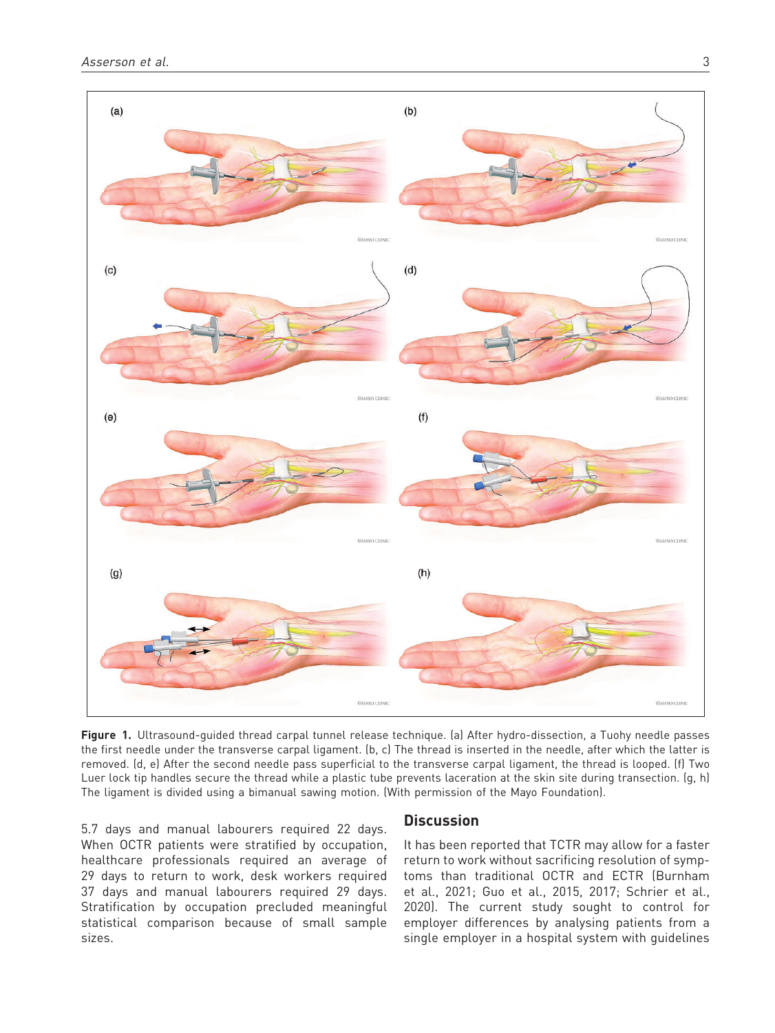**Figure 1.** Ultrasound-guided thread carpal tunnel release technique. (a) After hydro-dissection, a Tuohy needle passes the first needle under the transverse carpal ligament. (b, c) The thread is inserted in the needle, after which the latter is removed. (d, e) After the second needle pass superficial to the transverse carpal ligament, the thread is looped. (f) Two Luer lock tip handles secure the thread while a plastic tube prevents laceration at the skin site during transection. (g, h) The ligament is divided using a bimanual sawing motion. (With permission of the Mayo Foundation).

5.7 days and manual labourers required 22 days. When OCTR patients were stratified by occupation, healthcare professionals required an average of 29 days to return to work, desk workers required 37 days and manual labourers required 29 days. Stratification by occupation precluded meaningful statistical comparison because of small sample sizes.

## Discussion

It has been reported that TCTR may allow for a faster return to work without sacrificing resolution of symptoms than traditional OCTR and ECTR (Burnham et al., 2021; Guo et al., 2015, 2017; Schrier et al., 2020). The current study sought to control for employer differences by analysing patients from a single employer in a hospital system with guidelines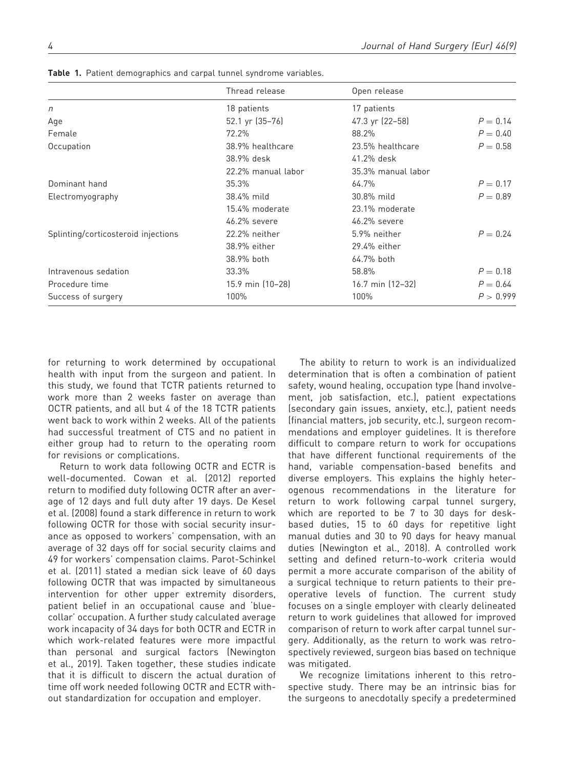**Table 1.** Patient demographics and carpal tunnel syndrome variables.

| | Thread release | Open release | |
|---|---|---|---|
| *n* | 18 patients | 17 patients | |
| Age | 52.1 yr (35–76) | 47.3 yr (22–58) | $P = 0.14$ |
| Female | 72.2% | 88.2% | $P = 0.40$ |
| Occupation | 38.9% healthcare | 23.5% healthcare | $P = 0.58$ |
| | 38.9% desk | 41.2% desk | |
| | 22.2% manual labor | 35.3% manual labor | |
| Dominant hand | 35.3% | 64.7% | $P = 0.17$ |
| Electromyography | 38.4% mild | 30.8% mild | $P = 0.89$ |
| | 15.4% moderate | 23.1% moderate | |
| | 46.2% severe | 46.2% severe | |
| Splinting/corticosteroid injections | 22.2% neither | 5.9% neither | $P = 0.24$ |
| | 38.9% either | 29.4% either | |
| | 38.9% both | 64.7% both | |
| Intravenous sedation | 33.3% | 58.8% | $P = 0.18$ |
| Procedure time | 15.9 min (10–28) | 16.7 min (12–32) | $P = 0.64$ |
| Success of surgery | 100% | 100% | $P > 0.999$ |

for returning to work determined by occupational health with input from the surgeon and patient. In this study, we found that TCTR patients returned to work more than 2 weeks faster on average than OCTR patients, and all but 4 of the 18 TCTR patients went back to work within 2 weeks. All of the patients had successful treatment of CTS and no patient in either group had to return to the operating room for revisions or complications.

Return to work data following OCTR and ECTR is well-documented. Cowan et al. (2012) reported return to modified duty following OCTR after an average of 12 days and full duty after 19 days. De Kesel et al. (2008) found a stark difference in return to work following OCTR for those with social security insurance as opposed to workers' compensation, with an average of 32 days off for social security claims and 49 for workers' compensation claims. Parot-Schinkel et al. (2011) stated a median sick leave of 60 days following OCTR that was impacted by simultaneous intervention for other upper extremity disorders, patient belief in an occupational cause and 'blue-collar' occupation. A further study calculated average work incapacity of 34 days for both OCTR and ECTR in which work-related features were more impactful than personal and surgical factors (Newington et al., 2019). Taken together, these studies indicate that it is difficult to discern the actual duration of time off work needed following OCTR and ECTR without standardization for occupation and employer.

The ability to return to work is an individualized determination that is often a combination of patient safety, wound healing, occupation type (hand involvement, job satisfaction, etc.), patient expectations (secondary gain issues, anxiety, etc.), patient needs (financial matters, job security, etc.), surgeon recommendations and employer guidelines. It is therefore difficult to compare return to work for occupations that have different functional requirements of the hand, variable compensation-based benefits and diverse employers. This explains the highly heterogenous recommendations in the literature for return to work following carpal tunnel surgery, which are reported to be 7 to 30 days for desk-based duties, 15 to 60 days for repetitive light manual duties and 30 to 90 days for heavy manual duties (Newington et al., 2018). A controlled work setting and defined return-to-work criteria would permit a more accurate comparison of the ability of a surgical technique to return patients to their preoperative levels of function. The current study focuses on a single employer with clearly delineated return to work guidelines that allowed for improved comparison of return to work after carpal tunnel surgery. Additionally, as the return to work was retrospectively reviewed, surgeon bias based on technique was mitigated.

We recognize limitations inherent to this retrospective study. There may be an intrinsic bias for the surgeons to anecdotally specify a predetermined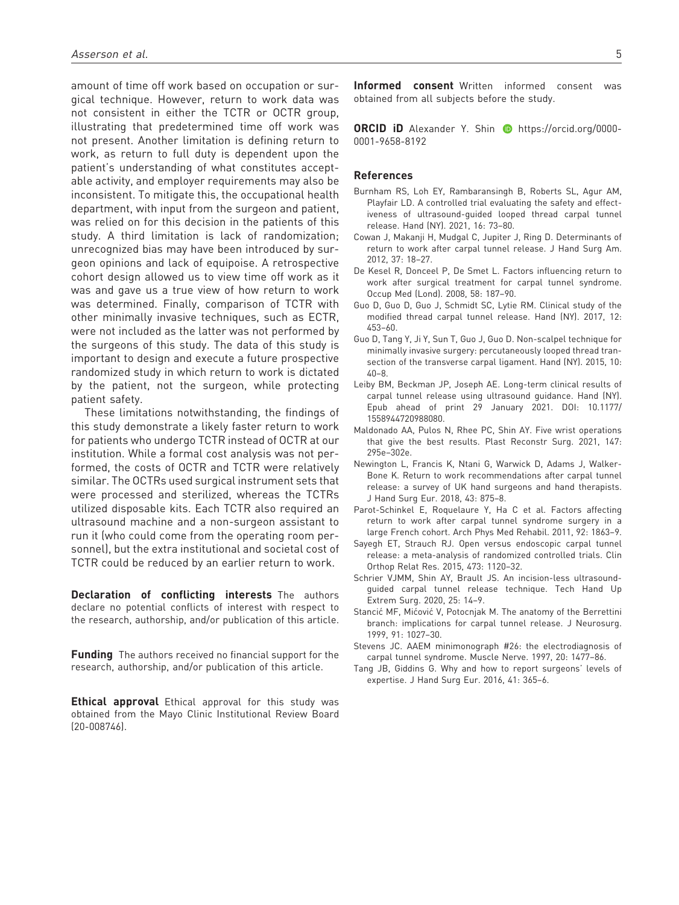amount of time off work based on occupation or surgical technique. However, return to work data was not consistent in either the TCTR or OCTR group, illustrating that predetermined time off work was not present. Another limitation is defining return to work, as return to full duty is dependent upon the patient's understanding of what constitutes acceptable activity, and employer requirements may also be inconsistent. To mitigate this, the occupational health department, with input from the surgeon and patient, was relied on for this decision in the patients of this study. A third limitation is lack of randomization; unrecognized bias may have been introduced by surgeon opinions and lack of equipoise. A retrospective cohort design allowed us to view time off work as it was and gave us a true view of how return to work was determined. Finally, comparison of TCTR with other minimally invasive techniques, such as ECTR, were not included as the latter was not performed by the surgeons of this study. The data of this study is important to design and execute a future prospective randomized study in which return to work is dictated by the patient, not the surgeon, while protecting patient safety.

These limitations notwithstanding, the findings of this study demonstrate a likely faster return to work for patients who undergo TCTR instead of OCTR at our institution. While a formal cost analysis was not performed, the costs of OCTR and TCTR were relatively similar. The OCTRs used surgical instrument sets that were processed and sterilized, whereas the TCTRs utilized disposable kits. Each TCTR also required an ultrasound machine and a non-surgeon assistant to run it (who could come from the operating room personnel), but the extra institutional and societal cost of TCTR could be reduced by an earlier return to work.

**Declaration of conflicting interests** The authors declare no potential conflicts of interest with respect to the research, authorship, and/or publication of this article.

**Funding** The authors received no financial support for the research, authorship, and/or publication of this article.

**Ethical approval** Ethical approval for this study was obtained from the Mayo Clinic Institutional Review Board (20-008746).

**Informed consent** Written informed consent was obtained from all subjects before the study.

**ORCID iD** Alexander Y. Shin https://orcid.org/0000-0001-9658-8192

## References

Burnham RS, Loh EY, Rambaransingh B, Roberts SL, Agur AM, Playfair LD. A controlled trial evaluating the safety and effectiveness of ultrasound-guided looped thread carpal tunnel release. Hand (NY). 2021, 16: 73–80.

Cowan J, Makanji H, Mudgal C, Jupiter J, Ring D. Determinants of return to work after carpal tunnel release. J Hand Surg Am. 2012, 37: 18–27.

De Kesel R, Donceel P, De Smet L. Factors influencing return to work after surgical treatment for carpal tunnel syndrome. Occup Med (Lond). 2008, 58: 187–90.

Guo D, Guo D, Guo J, Schmidt SC, Lytie RM. Clinical study of the modified thread carpal tunnel release. Hand (NY). 2017, 12: 453–60.

Guo D, Tang Y, Ji Y, Sun T, Guo J, Guo D. Non-scalpel technique for minimally invasive surgery: percutaneously looped thread transection of the transverse carpal ligament. Hand (NY). 2015, 10: 40–8.

Leiby BM, Beckman JP, Joseph AE. Long-term clinical results of carpal tunnel release using ultrasound guidance. Hand (NY). Epub ahead of print 29 January 2021. DOI: 10.1177/1558944720988080.

Maldonado AA, Pulos N, Rhee PC, Shin AY. Five wrist operations that give the best results. Plast Reconstr Surg. 2021, 147: 295e–302e.

Newington L, Francis K, Ntani G, Warwick D, Adams J, Walker-Bone K. Return to work recommendations after carpal tunnel release: a survey of UK hand surgeons and hand therapists. J Hand Surg Eur. 2018, 43: 875–8.

Parot-Schinkel E, Roquelaure Y, Ha C et al. Factors affecting return to work after carpal tunnel syndrome surgery in a large French cohort. Arch Phys Med Rehabil. 2011, 92: 1863–9.

Sayegh ET, Strauch RJ. Open versus endoscopic carpal tunnel release: a meta-analysis of randomized controlled trials. Clin Orthop Relat Res. 2015, 473: 1120–32.

Schrier VJMM, Shin AY, Brault JS. An incision-less ultrasound-guided carpal tunnel release technique. Tech Hand Up Extrem Surg. 2020, 25: 14–9.

Stancić MF, Mićović V, Potocnjak M. The anatomy of the Berrettini branch: implications for carpal tunnel release. J Neurosurg. 1999, 91: 1027–30.

Stevens JC. AAEM minimonograph #26: the electrodiagnosis of carpal tunnel syndrome. Muscle Nerve. 1997, 20: 1477–86.

Tang JB, Giddins G. Why and how to report surgeons' levels of expertise. J Hand Surg Eur. 2016, 41: 365–6.